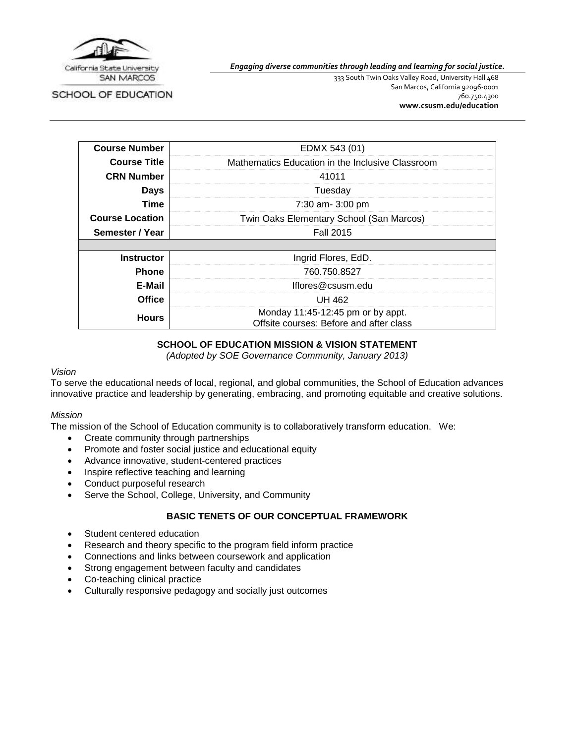California State University SAN MARCOS

SCHOOL OF EDUCATION

*Engaging diverse communities through leading and learning for social justice.*

333 South Twin Oaks Valley Road, University Hall 468
San Marcos, California 92096-0001
760.750.4300
**www.csusm.edu/education**

| | |
|---|---|
| **Course Number** | EDMX 543 (01) |
| **Course Title** | Mathematics Education in the Inclusive Classroom |
| **CRN Number** | 41011 |
| **Days** | Tuesday |
| **Time** | 7:30 am- 3:00 pm |
| **Course Location** | Twin Oaks Elementary School (San Marcos) |
| **Semester / Year** | Fall 2015 |
| | |
| **Instructor** | Ingrid Flores, EdD. |
| **Phone** | 760.750.8527 |
| **E-Mail** | Iflores@csusm.edu |
| **Office** | UH 462 |
| **Hours** | Monday 11:45-12:45 pm or by appt.<br>Offsite courses: Before and after class |

## SCHOOL OF EDUCATION MISSION & VISION STATEMENT

*(Adopted by SOE Governance Community, January 2013)*

*Vision*

To serve the educational needs of local, regional, and global communities, the School of Education advances innovative practice and leadership by generating, embracing, and promoting equitable and creative solutions.

*Mission*

The mission of the School of Education community is to collaboratively transform education. We:

- Create community through partnerships
- Promote and foster social justice and educational equity
- Advance innovative, student-centered practices
- Inspire reflective teaching and learning
- Conduct purposeful research
- Serve the School, College, University, and Community

## BASIC TENETS OF OUR CONCEPTUAL FRAMEWORK

- Student centered education
- Research and theory specific to the program field inform practice
- Connections and links between coursework and application
- Strong engagement between faculty and candidates
- Co-teaching clinical practice
- Culturally responsive pedagogy and socially just outcomes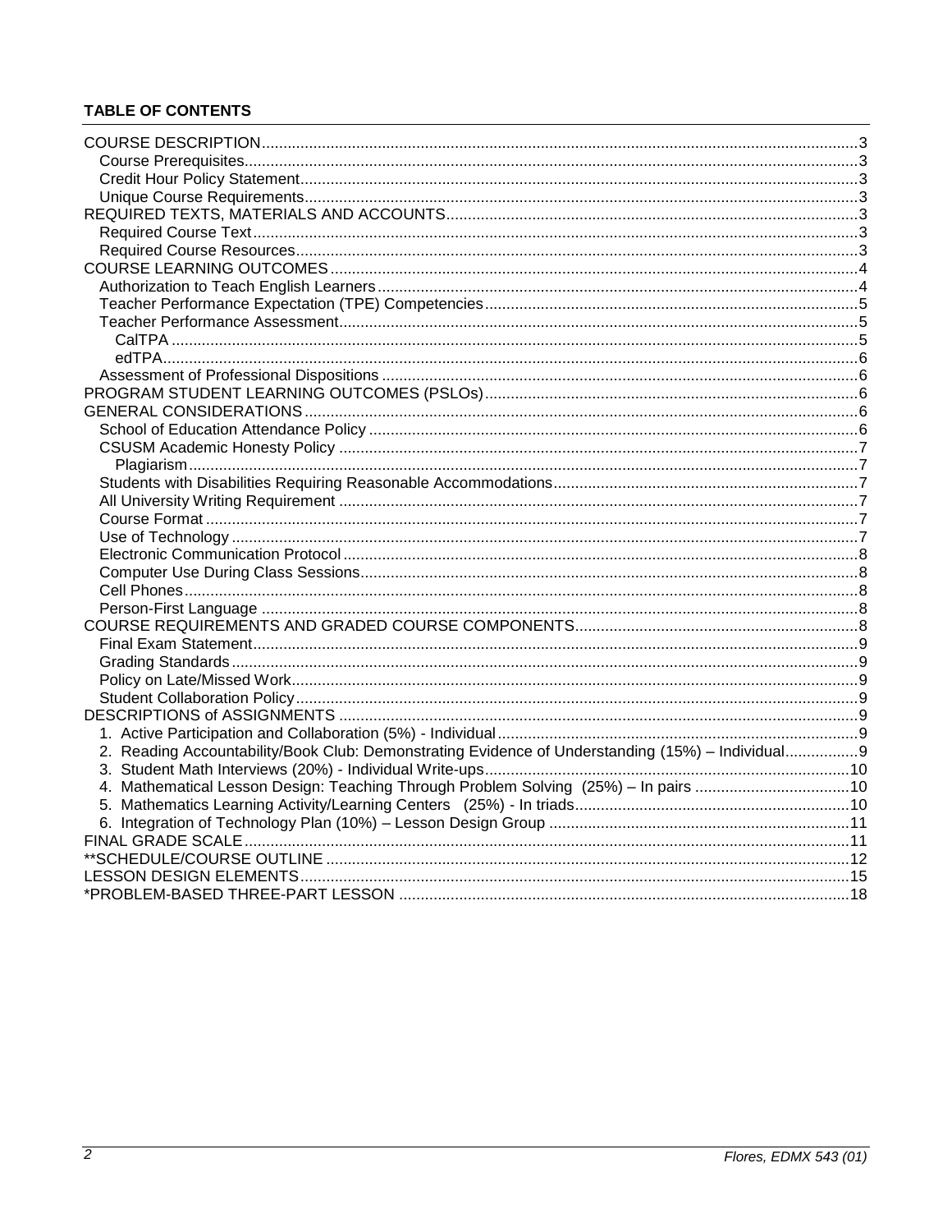**TABLE OF CONTENTS**

- COURSE DESCRIPTION ... 3
  - Course Prerequisites ... 3
  - Credit Hour Policy Statement ... 3
  - Unique Course Requirements ... 3
- REQUIRED TEXTS, MATERIALS AND ACCOUNTS ... 3
  - Required Course Text ... 3
  - Required Course Resources ... 3
- COURSE LEARNING OUTCOMES ... 4
  - Authorization to Teach English Learners ... 4
  - Teacher Performance Expectation (TPE) Competencies ... 5
  - Teacher Performance Assessment ... 5
    - CalTPA ... 5
    - edTPA ... 6
  - Assessment of Professional Dispositions ... 6
- PROGRAM STUDENT LEARNING OUTCOMES (PSLOs) ... 6
- GENERAL CONSIDERATIONS ... 6
  - School of Education Attendance Policy ... 6
  - CSUSM Academic Honesty Policy ... 7
    - Plagiarism ... 7
  - Students with Disabilities Requiring Reasonable Accommodations ... 7
  - All University Writing Requirement ... 7
  - Course Format ... 7
  - Use of Technology ... 7
  - Electronic Communication Protocol ... 8
  - Computer Use During Class Sessions ... 8
  - Cell Phones ... 8
  - Person-First Language ... 8
- COURSE REQUIREMENTS AND GRADED COURSE COMPONENTS ... 8
  - Final Exam Statement ... 9
  - Grading Standards ... 9
  - Policy on Late/Missed Work ... 9
  - Student Collaboration Policy ... 9
- DESCRIPTIONS of ASSIGNMENTS ... 9
  - 1. Active Participation and Collaboration (5%) - Individual ... 9
  - 2. Reading Accountability/Book Club: Demonstrating Evidence of Understanding (15%) – Individual ... 9
  - 3. Student Math Interviews (20%) - Individual Write-ups ... 10
  - 4. Mathematical Lesson Design: Teaching Through Problem Solving (25%) – In pairs ... 10
  - 5. Mathematics Learning Activity/Learning Centers (25%) - In triads ... 10
  - 6. Integration of Technology Plan (10%) – Lesson Design Group ... 11
- FINAL GRADE SCALE ... 11
- **SCHEDULE/COURSE OUTLINE ... 12
- LESSON DESIGN ELEMENTS ... 15
- *PROBLEM-BASED THREE-PART LESSON ... 18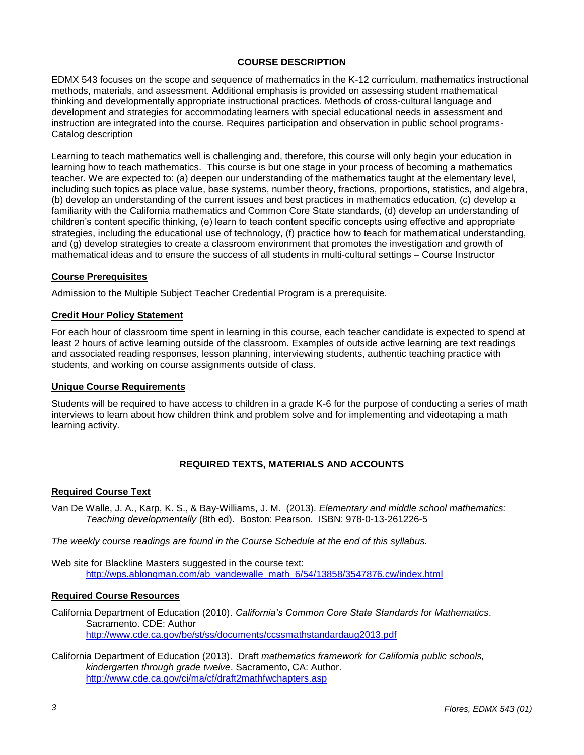## COURSE DESCRIPTION

EDMX 543 focuses on the scope and sequence of mathematics in the K-12 curriculum, mathematics instructional methods, materials, and assessment. Additional emphasis is provided on assessing student mathematical thinking and developmentally appropriate instructional practices. Methods of cross-cultural language and development and strategies for accommodating learners with special educational needs in assessment and instruction are integrated into the course. Requires participation and observation in public school programs- Catalog description

Learning to teach mathematics well is challenging and, therefore, this course will only begin your education in learning how to teach mathematics. This course is but one stage in your process of becoming a mathematics teacher. We are expected to: (a) deepen our understanding of the mathematics taught at the elementary level, including such topics as place value, base systems, number theory, fractions, proportions, statistics, and algebra, (b) develop an understanding of the current issues and best practices in mathematics education, (c) develop a familiarity with the California mathematics and Common Core State standards, (d) develop an understanding of children's content specific thinking, (e) learn to teach content specific concepts using effective and appropriate strategies, including the educational use of technology, (f) practice how to teach for mathematical understanding, and (g) develop strategies to create a classroom environment that promotes the investigation and growth of mathematical ideas and to ensure the success of all students in multi-cultural settings – Course Instructor

### Course Prerequisites

Admission to the Multiple Subject Teacher Credential Program is a prerequisite.

### Credit Hour Policy Statement

For each hour of classroom time spent in learning in this course, each teacher candidate is expected to spend at least 2 hours of active learning outside of the classroom. Examples of outside active learning are text readings and associated reading responses, lesson planning, interviewing students, authentic teaching practice with students, and working on course assignments outside of class.

### Unique Course Requirements

Students will be required to have access to children in a grade K-6 for the purpose of conducting a series of math interviews to learn about how children think and problem solve and for implementing and videotaping a math learning activity.

## REQUIRED TEXTS, MATERIALS AND ACCOUNTS

### Required Course Text

Van De Walle, J. A., Karp, K. S., & Bay-Williams, J. M. (2013). *Elementary and middle school mathematics: Teaching developmentally* (8th ed). Boston: Pearson. ISBN: 978-0-13-261226-5

*The weekly course readings are found in the Course Schedule at the end of this syllabus.*

Web site for Blackline Masters suggested in the course text:
http://wps.ablongman.com/ab_vandewalle_math_6/54/13858/3547876.cw/index.html

### Required Course Resources

California Department of Education (2010). *California's Common Core State Standards for Mathematics*. Sacramento. CDE: Author
http://www.cde.ca.gov/be/st/ss/documents/ccssmathstandardaug2013.pdf

California Department of Education (2013). Draft *mathematics framework for California public schools, kindergarten through grade twelve*. Sacramento, CA: Author.
http://www.cde.ca.gov/ci/ma/cf/draft2mathfwchapters.asp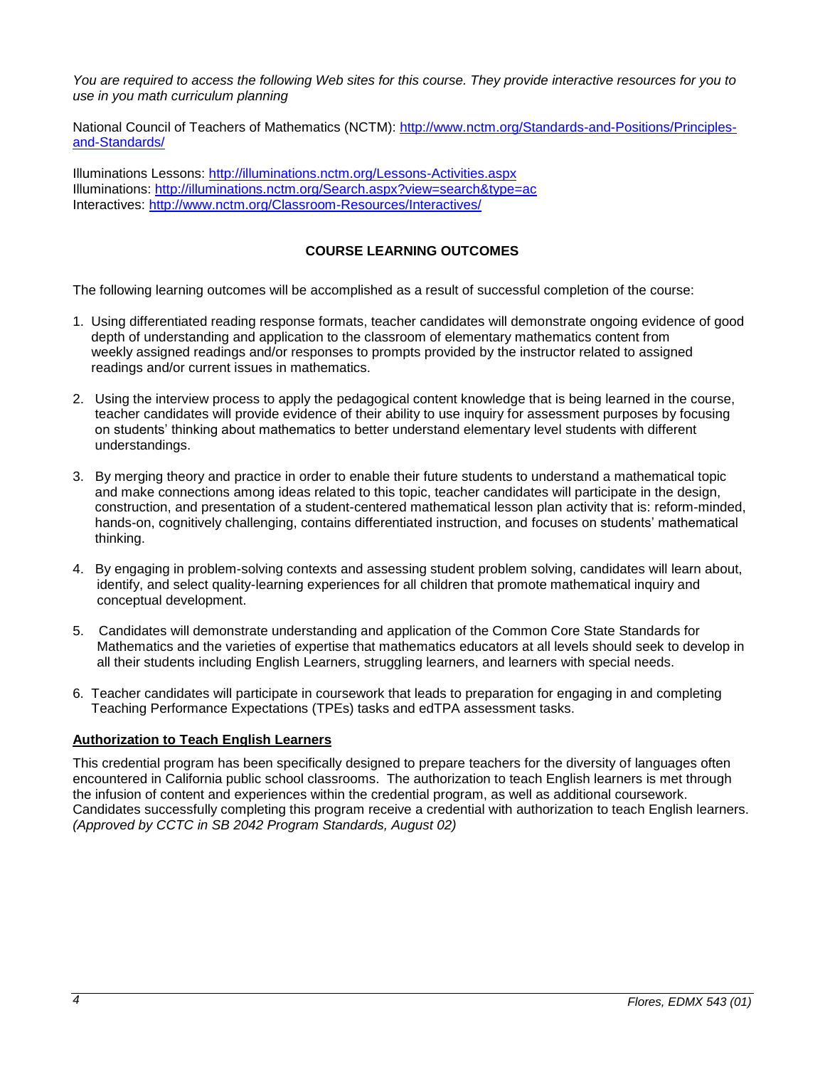*You are required to access the following Web sites for this course. They provide interactive resources for you to use in you math curriculum planning*

National Council of Teachers of Mathematics (NCTM): [http://www.nctm.org/Standards-and-Positions/Principles-and-Standards/](http://www.nctm.org/Standards-and-Positions/Principles-and-Standards/)

Illuminations Lessons: [http://illuminations.nctm.org/Lessons-Activities.aspx](http://illuminations.nctm.org/Lessons-Activities.aspx)
Illuminations: [http://illuminations.nctm.org/Search.aspx?view=search&type=ac](http://illuminations.nctm.org/Search.aspx?view=search&type=ac)
Interactives: [http://www.nctm.org/Classroom-Resources/Interactives/](http://www.nctm.org/Classroom-Resources/Interactives/)

## COURSE LEARNING OUTCOMES

The following learning outcomes will be accomplished as a result of successful completion of the course:

1. Using differentiated reading response formats, teacher candidates will demonstrate ongoing evidence of good depth of understanding and application to the classroom of elementary mathematics content from weekly assigned readings and/or responses to prompts provided by the instructor related to assigned readings and/or current issues in mathematics.

2. Using the interview process to apply the pedagogical content knowledge that is being learned in the course, teacher candidates will provide evidence of their ability to use inquiry for assessment purposes by focusing on students' thinking about mathematics to better understand elementary level students with different understandings.

3. By merging theory and practice in order to enable their future students to understand a mathematical topic and make connections among ideas related to this topic, teacher candidates will participate in the design, construction, and presentation of a student-centered mathematical lesson plan activity that is: reform-minded, hands-on, cognitively challenging, contains differentiated instruction, and focuses on students' mathematical thinking.

4. By engaging in problem-solving contexts and assessing student problem solving, candidates will learn about, identify, and select quality-learning experiences for all children that promote mathematical inquiry and conceptual development.

5. Candidates will demonstrate understanding and application of the Common Core State Standards for Mathematics and the varieties of expertise that mathematics educators at all levels should seek to develop in all their students including English Learners, struggling learners, and learners with special needs.

6. Teacher candidates will participate in coursework that leads to preparation for engaging in and completing Teaching Performance Expectations (TPEs) tasks and edTPA assessment tasks.

### Authorization to Teach English Learners

This credential program has been specifically designed to prepare teachers for the diversity of languages often encountered in California public school classrooms. The authorization to teach English learners is met through the infusion of content and experiences within the credential program, as well as additional coursework. Candidates successfully completing this program receive a credential with authorization to teach English learners. *(Approved by CCTC in SB 2042 Program Standards, August 02)*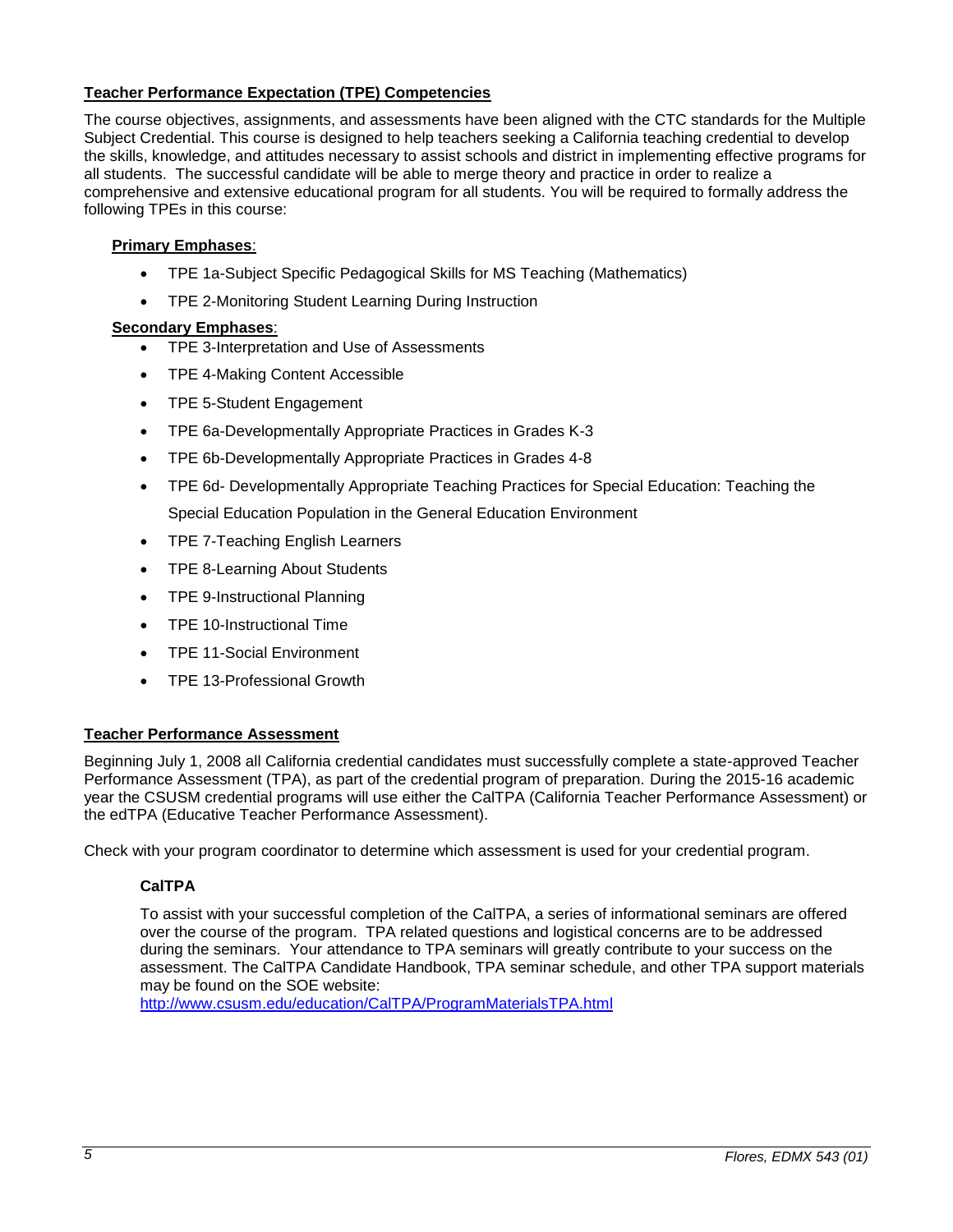## Teacher Performance Expectation (TPE) Competencies

The course objectives, assignments, and assessments have been aligned with the CTC standards for the Multiple Subject Credential. This course is designed to help teachers seeking a California teaching credential to develop the skills, knowledge, and attitudes necessary to assist schools and district in implementing effective programs for all students. The successful candidate will be able to merge theory and practice in order to realize a comprehensive and extensive educational program for all students. You will be required to formally address the following TPEs in this course:

**Primary Emphases**:

- TPE 1a-Subject Specific Pedagogical Skills for MS Teaching (Mathematics)
- TPE 2-Monitoring Student Learning During Instruction

**Secondary Emphases**:

- TPE 3-Interpretation and Use of Assessments
- TPE 4-Making Content Accessible
- TPE 5-Student Engagement
- TPE 6a-Developmentally Appropriate Practices in Grades K-3
- TPE 6b-Developmentally Appropriate Practices in Grades 4-8
- TPE 6d- Developmentally Appropriate Teaching Practices for Special Education: Teaching the Special Education Population in the General Education Environment
- TPE 7-Teaching English Learners
- TPE 8-Learning About Students
- TPE 9-Instructional Planning
- TPE 10-Instructional Time
- TPE 11-Social Environment
- TPE 13-Professional Growth

## Teacher Performance Assessment

Beginning July 1, 2008 all California credential candidates must successfully complete a state-approved Teacher Performance Assessment (TPA), as part of the credential program of preparation. During the 2015-16 academic year the CSUSM credential programs will use either the CalTPA (California Teacher Performance Assessment) or the edTPA (Educative Teacher Performance Assessment).

Check with your program coordinator to determine which assessment is used for your credential program.

### CalTPA

To assist with your successful completion of the CalTPA, a series of informational seminars are offered over the course of the program. TPA related questions and logistical concerns are to be addressed during the seminars. Your attendance to TPA seminars will greatly contribute to your success on the assessment. The CalTPA Candidate Handbook, TPA seminar schedule, and other TPA support materials may be found on the SOE website:
http://www.csusm.edu/education/CalTPA/ProgramMaterialsTPA.html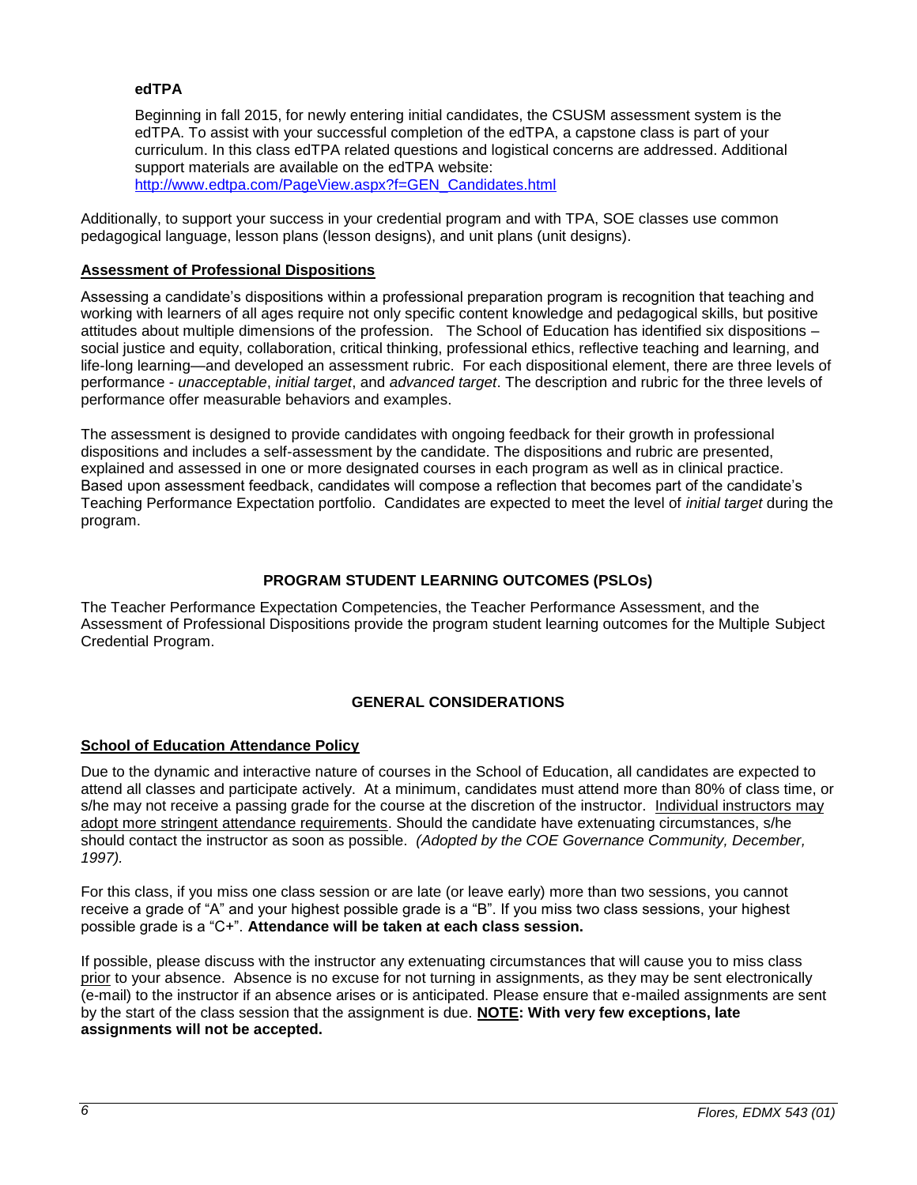### edTPA

Beginning in fall 2015, for newly entering initial candidates, the CSUSM assessment system is the edTPA. To assist with your successful completion of the edTPA, a capstone class is part of your curriculum. In this class edTPA related questions and logistical concerns are addressed. Additional support materials are available on the edTPA website: http://www.edtpa.com/PageView.aspx?f=GEN_Candidates.html

Additionally, to support your success in your credential program and with TPA, SOE classes use common pedagogical language, lesson plans (lesson designs), and unit plans (unit designs).

### Assessment of Professional Dispositions

Assessing a candidate's dispositions within a professional preparation program is recognition that teaching and working with learners of all ages require not only specific content knowledge and pedagogical skills, but positive attitudes about multiple dimensions of the profession. The School of Education has identified six dispositions – social justice and equity, collaboration, critical thinking, professional ethics, reflective teaching and learning, and life-long learning—and developed an assessment rubric. For each dispositional element, there are three levels of performance - *unacceptable*, *initial target*, and *advanced target*. The description and rubric for the three levels of performance offer measurable behaviors and examples.

The assessment is designed to provide candidates with ongoing feedback for their growth in professional dispositions and includes a self-assessment by the candidate. The dispositions and rubric are presented, explained and assessed in one or more designated courses in each program as well as in clinical practice. Based upon assessment feedback, candidates will compose a reflection that becomes part of the candidate's Teaching Performance Expectation portfolio. Candidates are expected to meet the level of *initial target* during the program.

## PROGRAM STUDENT LEARNING OUTCOMES (PSLOs)

The Teacher Performance Expectation Competencies, the Teacher Performance Assessment, and the Assessment of Professional Dispositions provide the program student learning outcomes for the Multiple Subject Credential Program.

## GENERAL CONSIDERATIONS

### School of Education Attendance Policy

Due to the dynamic and interactive nature of courses in the School of Education, all candidates are expected to attend all classes and participate actively. At a minimum, candidates must attend more than 80% of class time, or s/he may not receive a passing grade for the course at the discretion of the instructor. Individual instructors may adopt more stringent attendance requirements. Should the candidate have extenuating circumstances, s/he should contact the instructor as soon as possible. *(Adopted by the COE Governance Community, December, 1997).*

For this class, if you miss one class session or are late (or leave early) more than two sessions, you cannot receive a grade of "A" and your highest possible grade is a "B". If you miss two class sessions, your highest possible grade is a "C+". **Attendance will be taken at each class session.**

If possible, please discuss with the instructor any extenuating circumstances that will cause you to miss class prior to your absence. Absence is no excuse for not turning in assignments, as they may be sent electronically (e-mail) to the instructor if an absence arises or is anticipated. Please ensure that e-mailed assignments are sent by the start of the class session that the assignment is due. **NOTE: With very few exceptions, late assignments will not be accepted.**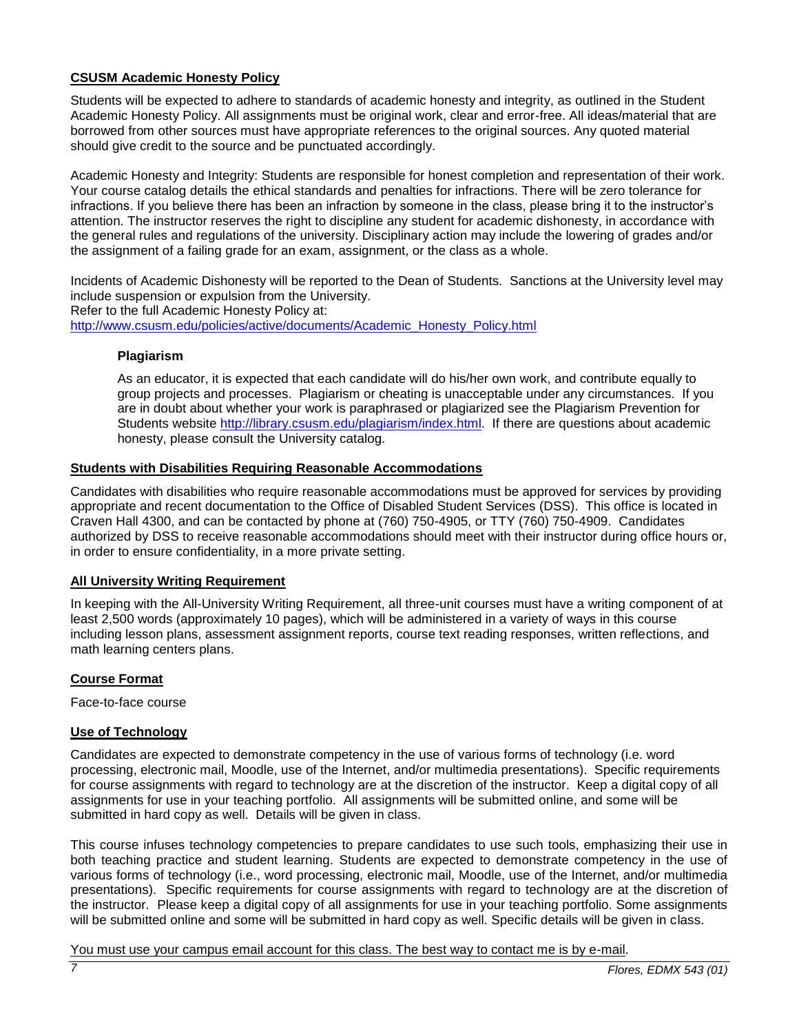## CSUSM Academic Honesty Policy

Students will be expected to adhere to standards of academic honesty and integrity, as outlined in the Student Academic Honesty Policy. All assignments must be original work, clear and error-free. All ideas/material that are borrowed from other sources must have appropriate references to the original sources. Any quoted material should give credit to the source and be punctuated accordingly.

Academic Honesty and Integrity: Students are responsible for honest completion and representation of their work. Your course catalog details the ethical standards and penalties for infractions. There will be zero tolerance for infractions. If you believe there has been an infraction by someone in the class, please bring it to the instructor's attention. The instructor reserves the right to discipline any student for academic dishonesty, in accordance with the general rules and regulations of the university. Disciplinary action may include the lowering of grades and/or the assignment of a failing grade for an exam, assignment, or the class as a whole.

Incidents of Academic Dishonesty will be reported to the Dean of Students. Sanctions at the University level may include suspension or expulsion from the University.
Refer to the full Academic Honesty Policy at:
http://www.csusm.edu/policies/active/documents/Academic_Honesty_Policy.html

### Plagiarism

As an educator, it is expected that each candidate will do his/her own work, and contribute equally to group projects and processes. Plagiarism or cheating is unacceptable under any circumstances. If you are in doubt about whether your work is paraphrased or plagiarized see the Plagiarism Prevention for Students website http://library.csusm.edu/plagiarism/index.html. If there are questions about academic honesty, please consult the University catalog.

## Students with Disabilities Requiring Reasonable Accommodations

Candidates with disabilities who require reasonable accommodations must be approved for services by providing appropriate and recent documentation to the Office of Disabled Student Services (DSS). This office is located in Craven Hall 4300, and can be contacted by phone at (760) 750-4905, or TTY (760) 750-4909. Candidates authorized by DSS to receive reasonable accommodations should meet with their instructor during office hours or, in order to ensure confidentiality, in a more private setting.

## All University Writing Requirement

In keeping with the All-University Writing Requirement, all three-unit courses must have a writing component of at least 2,500 words (approximately 10 pages), which will be administered in a variety of ways in this course including lesson plans, assessment assignment reports, course text reading responses, written reflections, and math learning centers plans.

## Course Format

Face-to-face course

## Use of Technology

Candidates are expected to demonstrate competency in the use of various forms of technology (i.e. word processing, electronic mail, Moodle, use of the Internet, and/or multimedia presentations). Specific requirements for course assignments with regard to technology are at the discretion of the instructor. Keep a digital copy of all assignments for use in your teaching portfolio. All assignments will be submitted online, and some will be submitted in hard copy as well. Details will be given in class.

This course infuses technology competencies to prepare candidates to use such tools, emphasizing their use in both teaching practice and student learning. Students are expected to demonstrate competency in the use of various forms of technology (i.e., word processing, electronic mail, Moodle, use of the Internet, and/or multimedia presentations). Specific requirements for course assignments with regard to technology are at the discretion of the instructor. Please keep a digital copy of all assignments for use in your teaching portfolio. Some assignments will be submitted online and some will be submitted in hard copy as well. Specific details will be given in class.

You must use your campus email account for this class. The best way to contact me is by e-mail.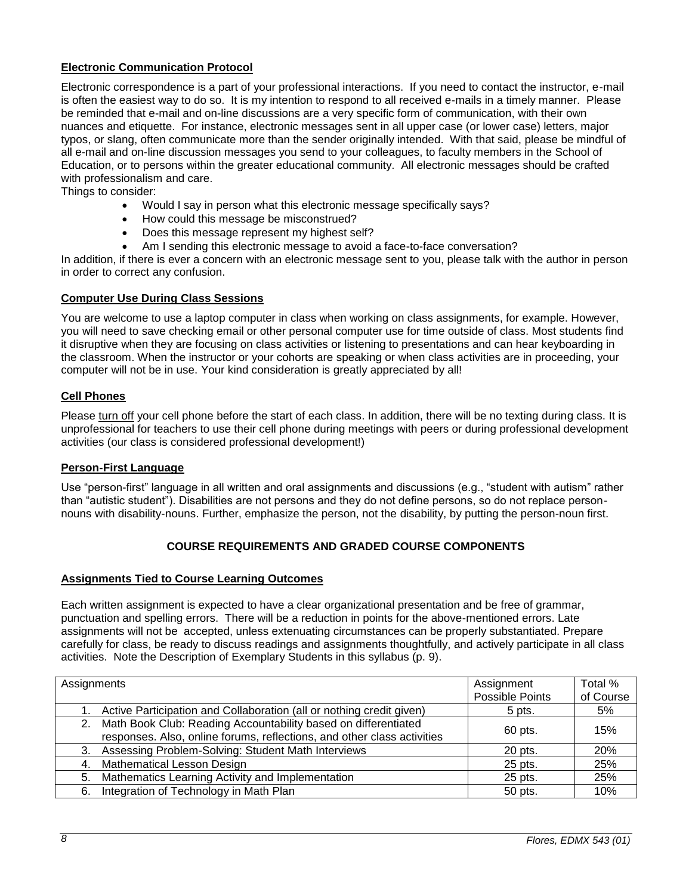### Electronic Communication Protocol

Electronic correspondence is a part of your professional interactions. If you need to contact the instructor, e-mail is often the easiest way to do so. It is my intention to respond to all received e-mails in a timely manner. Please be reminded that e-mail and on-line discussions are a very specific form of communication, with their own nuances and etiquette. For instance, electronic messages sent in all upper case (or lower case) letters, major typos, or slang, often communicate more than the sender originally intended. With that said, please be mindful of all e-mail and on-line discussion messages you send to your colleagues, to faculty members in the School of Education, or to persons within the greater educational community. All electronic messages should be crafted with professionalism and care.

Things to consider:

- Would I say in person what this electronic message specifically says?
- How could this message be misconstrued?
- Does this message represent my highest self?
- Am I sending this electronic message to avoid a face-to-face conversation?

In addition, if there is ever a concern with an electronic message sent to you, please talk with the author in person in order to correct any confusion.

### Computer Use During Class Sessions

You are welcome to use a laptop computer in class when working on class assignments, for example. However, you will need to save checking email or other personal computer use for time outside of class. Most students find it disruptive when they are focusing on class activities or listening to presentations and can hear keyboarding in the classroom. When the instructor or your cohorts are speaking or when class activities are in proceeding, your computer will not be in use. Your kind consideration is greatly appreciated by all!

### Cell Phones

Please turn off your cell phone before the start of each class. In addition, there will be no texting during class. It is unprofessional for teachers to use their cell phone during meetings with peers or during professional development activities (our class is considered professional development!)

### Person-First Language

Use "person-first" language in all written and oral assignments and discussions (e.g., "student with autism" rather than "autistic student"). Disabilities are not persons and they do not define persons, so do not replace person-nouns with disability-nouns. Further, emphasize the person, not the disability, by putting the person-noun first.

## COURSE REQUIREMENTS AND GRADED COURSE COMPONENTS

### Assignments Tied to Course Learning Outcomes

Each written assignment is expected to have a clear organizational presentation and be free of grammar, punctuation and spelling errors. There will be a reduction in points for the above-mentioned errors. Late assignments will not be accepted, unless extenuating circumstances can be properly substantiated. Prepare carefully for class, be ready to discuss readings and assignments thoughtfully, and actively participate in all class activities. Note the Description of Exemplary Students in this syllabus (p. 9).

| Assignments | Assignment Possible Points | Total % of Course |
|---|---|---|
| 1. Active Participation and Collaboration (all or nothing credit given) | 5 pts. | 5% |
| 2. Math Book Club: Reading Accountability based on differentiated responses. Also, online forums, reflections, and other class activities | 60 pts. | 15% |
| 3. Assessing Problem-Solving: Student Math Interviews | 20 pts. | 20% |
| 4. Mathematical Lesson Design | 25 pts. | 25% |
| 5. Mathematics Learning Activity and Implementation | 25 pts. | 25% |
| 6. Integration of Technology in Math Plan | 50 pts. | 10% |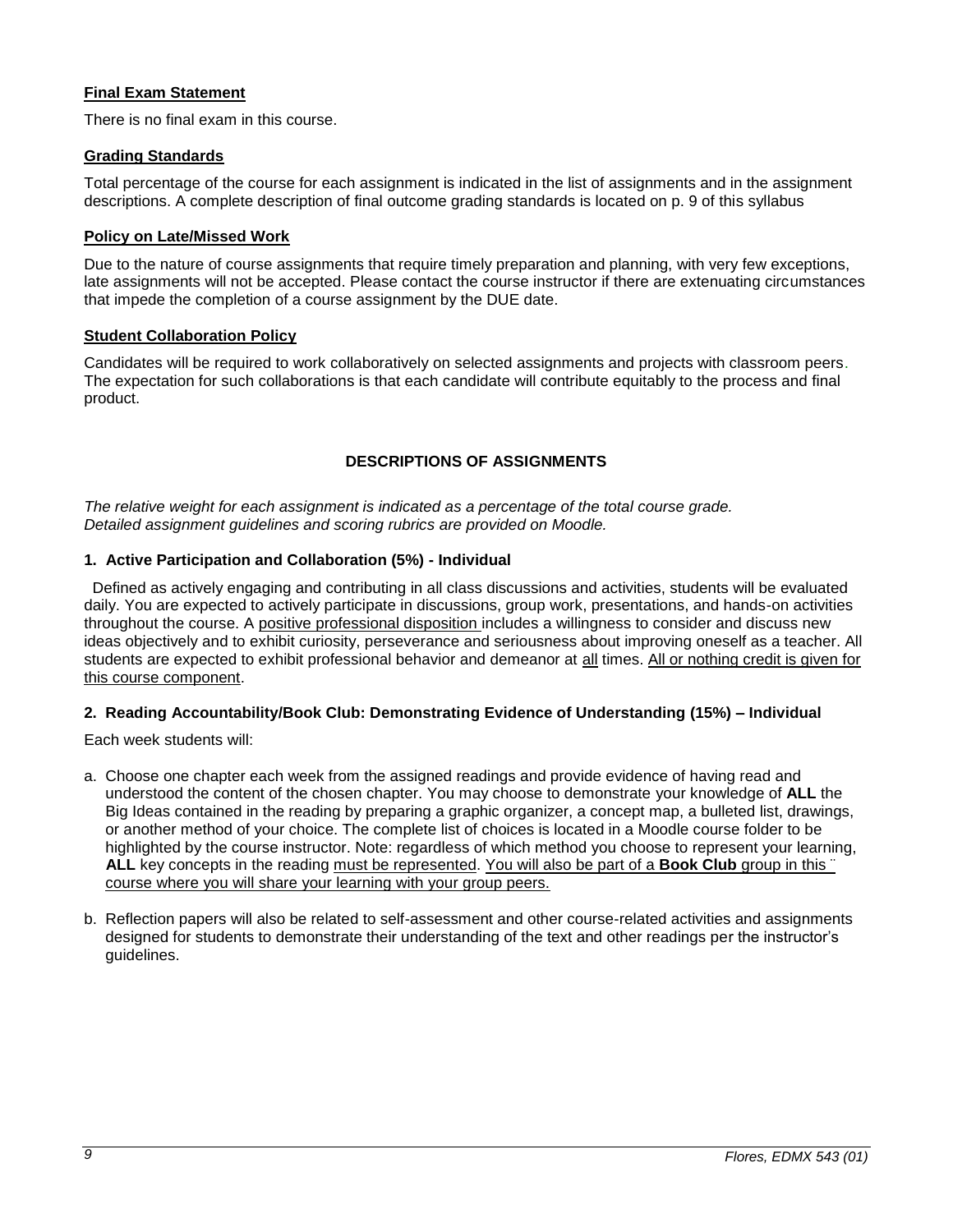### **Final Exam Statement**

There is no final exam in this course.

### **Grading Standards**

Total percentage of the course for each assignment is indicated in the list of assignments and in the assignment descriptions. A complete description of final outcome grading standards is located on p. 9 of this syllabus

### **Policy on Late/Missed Work**

Due to the nature of course assignments that require timely preparation and planning, with very few exceptions, late assignments will not be accepted. Please contact the course instructor if there are extenuating circumstances that impede the completion of a course assignment by the DUE date.

### **Student Collaboration Policy**

Candidates will be required to work collaboratively on selected assignments and projects with classroom peers. The expectation for such collaborations is that each candidate will contribute equitably to the process and final product.

## **DESCRIPTIONS OF ASSIGNMENTS**

*The relative weight for each assignment is indicated as a percentage of the total course grade.*
*Detailed assignment guidelines and scoring rubrics are provided on Moodle.*

### **1. Active Participation and Collaboration (5%) - Individual**

Defined as actively engaging and contributing in all class discussions and activities, students will be evaluated daily. You are expected to actively participate in discussions, group work, presentations, and hands-on activities throughout the course. A positive professional disposition includes a willingness to consider and discuss new ideas objectively and to exhibit curiosity, perseverance and seriousness about improving oneself as a teacher. All students are expected to exhibit professional behavior and demeanor at all times. All or nothing credit is given for this course component.

### **2. Reading Accountability/Book Club: Demonstrating Evidence of Understanding (15%) – Individual**

Each week students will:

a. Choose one chapter each week from the assigned readings and provide evidence of having read and understood the content of the chosen chapter. You may choose to demonstrate your knowledge of **ALL** the Big Ideas contained in the reading by preparing a graphic organizer, a concept map, a bulleted list, drawings, or another method of your choice. The complete list of choices is located in a Moodle course folder to be highlighted by the course instructor. Note: regardless of which method you choose to represent your learning, **ALL** key concepts in the reading must be represented. You will also be part of a **Book Club** group in this course where you will share your learning with your group peers.

b. Reflection papers will also be related to self-assessment and other course-related activities and assignments designed for students to demonstrate their understanding of the text and other readings per the instructor's guidelines.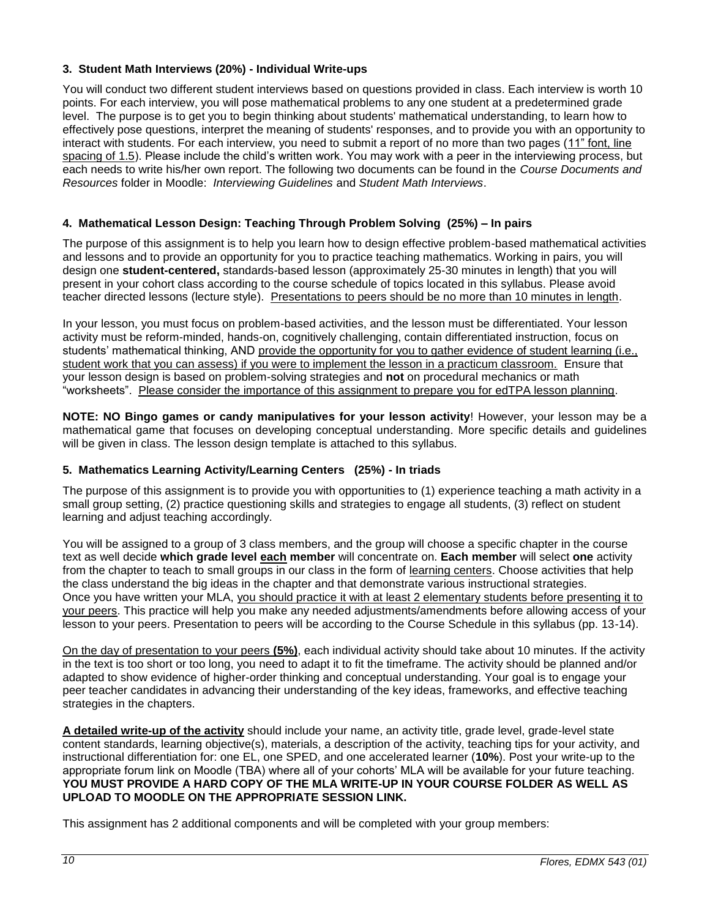### 3. Student Math Interviews (20%) - Individual Write-ups

You will conduct two different student interviews based on questions provided in class. Each interview is worth 10 points. For each interview, you will pose mathematical problems to any one student at a predetermined grade level. The purpose is to get you to begin thinking about students' mathematical understanding, to learn how to effectively pose questions, interpret the meaning of students' responses, and to provide you with an opportunity to interact with students. For each interview, you need to submit a report of no more than two pages (11" font, line spacing of 1.5). Please include the child's written work. You may work with a peer in the interviewing process, but each needs to write his/her own report. The following two documents can be found in the *Course Documents and Resources* folder in Moodle: *Interviewing Guidelines* and *Student Math Interviews*.

### 4. Mathematical Lesson Design: Teaching Through Problem Solving (25%) – In pairs

The purpose of this assignment is to help you learn how to design effective problem-based mathematical activities and lessons and to provide an opportunity for you to practice teaching mathematics. Working in pairs, you will design one **student-centered,** standards-based lesson (approximately 25-30 minutes in length) that you will present in your cohort class according to the course schedule of topics located in this syllabus. Please avoid teacher directed lessons (lecture style). Presentations to peers should be no more than 10 minutes in length.

In your lesson, you must focus on problem-based activities, and the lesson must be differentiated. Your lesson activity must be reform-minded, hands-on, cognitively challenging, contain differentiated instruction, focus on students' mathematical thinking, AND provide the opportunity for you to gather evidence of student learning (i.e., student work that you can assess) if you were to implement the lesson in a practicum classroom. Ensure that your lesson design is based on problem-solving strategies and **not** on procedural mechanics or math "worksheets". Please consider the importance of this assignment to prepare you for edTPA lesson planning.

**NOTE: NO Bingo games or candy manipulatives for your lesson activity**! However, your lesson may be a mathematical game that focuses on developing conceptual understanding. More specific details and guidelines will be given in class. The lesson design template is attached to this syllabus.

### 5. Mathematics Learning Activity/Learning Centers (25%) - In triads

The purpose of this assignment is to provide you with opportunities to (1) experience teaching a math activity in a small group setting, (2) practice questioning skills and strategies to engage all students, (3) reflect on student learning and adjust teaching accordingly.

You will be assigned to a group of 3 class members, and the group will choose a specific chapter in the course text as well decide **which grade level each member** will concentrate on. **Each member** will select **one** activity from the chapter to teach to small groups in our class in the form of learning centers. Choose activities that help the class understand the big ideas in the chapter and that demonstrate various instructional strategies. Once you have written your MLA, you should practice it with at least 2 elementary students before presenting it to your peers. This practice will help you make any needed adjustments/amendments before allowing access of your lesson to your peers. Presentation to peers will be according to the Course Schedule in this syllabus (pp. 13-14).

On the day of presentation to your peers **(5%)**, each individual activity should take about 10 minutes. If the activity in the text is too short or too long, you need to adapt it to fit the timeframe. The activity should be planned and/or adapted to show evidence of higher-order thinking and conceptual understanding. Your goal is to engage your peer teacher candidates in advancing their understanding of the key ideas, frameworks, and effective teaching strategies in the chapters.

**A detailed write-up of the activity** should include your name, an activity title, grade level, grade-level state content standards, learning objective(s), materials, a description of the activity, teaching tips for your activity, and instructional differentiation for: one EL, one SPED, and one accelerated learner (**10%**). Post your write-up to the appropriate forum link on Moodle (TBA) where all of your cohorts' MLA will be available for your future teaching. **YOU MUST PROVIDE A HARD COPY OF THE MLA WRITE-UP IN YOUR COURSE FOLDER AS WELL AS UPLOAD TO MOODLE ON THE APPROPRIATE SESSION LINK.**

This assignment has 2 additional components and will be completed with your group members: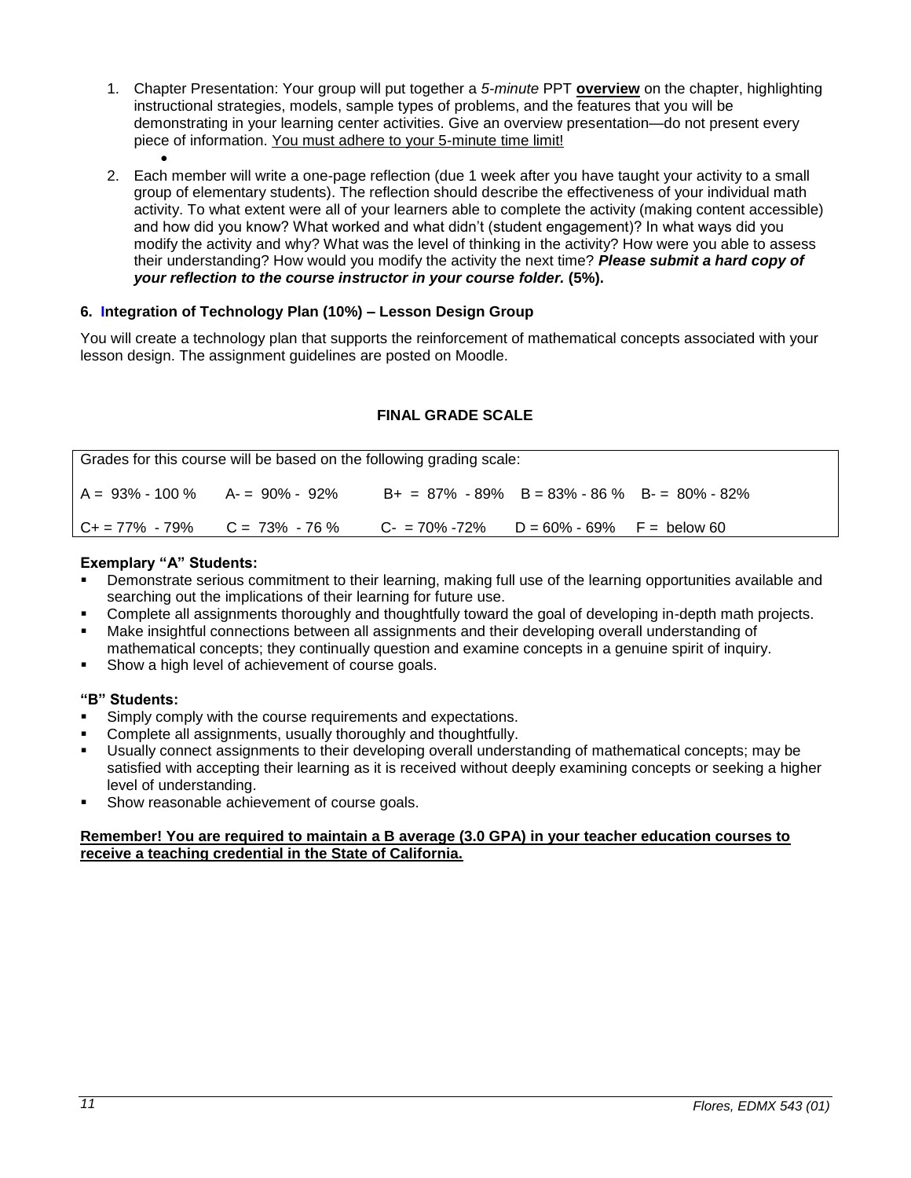1. Chapter Presentation: Your group will put together a *5-minute* PPT **overview** on the chapter, highlighting instructional strategies, models, sample types of problems, and the features that you will be demonstrating in your learning center activities. Give an overview presentation—do not present every piece of information. <u>You must adhere to your 5-minute time limit!</u>
   -
2. Each member will write a one-page reflection (due 1 week after you have taught your activity to a small group of elementary students). The reflection should describe the effectiveness of your individual math activity. To what extent were all of your learners able to complete the activity (making content accessible) and how did you know? What worked and what didn't (student engagement)? In what ways did you modify the activity and why? What was the level of thinking in the activity? How were you able to assess their understanding? How would you modify the activity the next time? ***Please submit a hard copy of your reflection to the course instructor in your course folder.*** **(5%).**

**6. Integration of Technology Plan (10%) – Lesson Design Group**

You will create a technology plan that supports the reinforcement of mathematical concepts associated with your lesson design. The assignment guidelines are posted on Moodle.

**FINAL GRADE SCALE**

| Grades for this course will be based on the following grading scale: | | | | |
|---|---|---|---|---|
| A = 93% - 100 % | A- = 90% - 92% | B+ = 87% - 89% | B = 83% - 86 % | B- = 80% - 82% |
| C+ = 77% - 79% | C = 73% - 76 % | C- = 70% -72% | D = 60% - 69% | F = below 60 |

**Exemplary "A" Students:**

- Demonstrate serious commitment to their learning, making full use of the learning opportunities available and searching out the implications of their learning for future use.
- Complete all assignments thoroughly and thoughtfully toward the goal of developing in-depth math projects.
- Make insightful connections between all assignments and their developing overall understanding of mathematical concepts; they continually question and examine concepts in a genuine spirit of inquiry.
- Show a high level of achievement of course goals.

**"B" Students:**

- Simply comply with the course requirements and expectations.
- Complete all assignments, usually thoroughly and thoughtfully.
- Usually connect assignments to their developing overall understanding of mathematical concepts; may be satisfied with accepting their learning as it is received without deeply examining concepts or seeking a higher level of understanding.
- Show reasonable achievement of course goals.

**<u>Remember! You are required to maintain a B average (3.0 GPA) in your teacher education courses to receive a teaching credential in the State of California.</u>**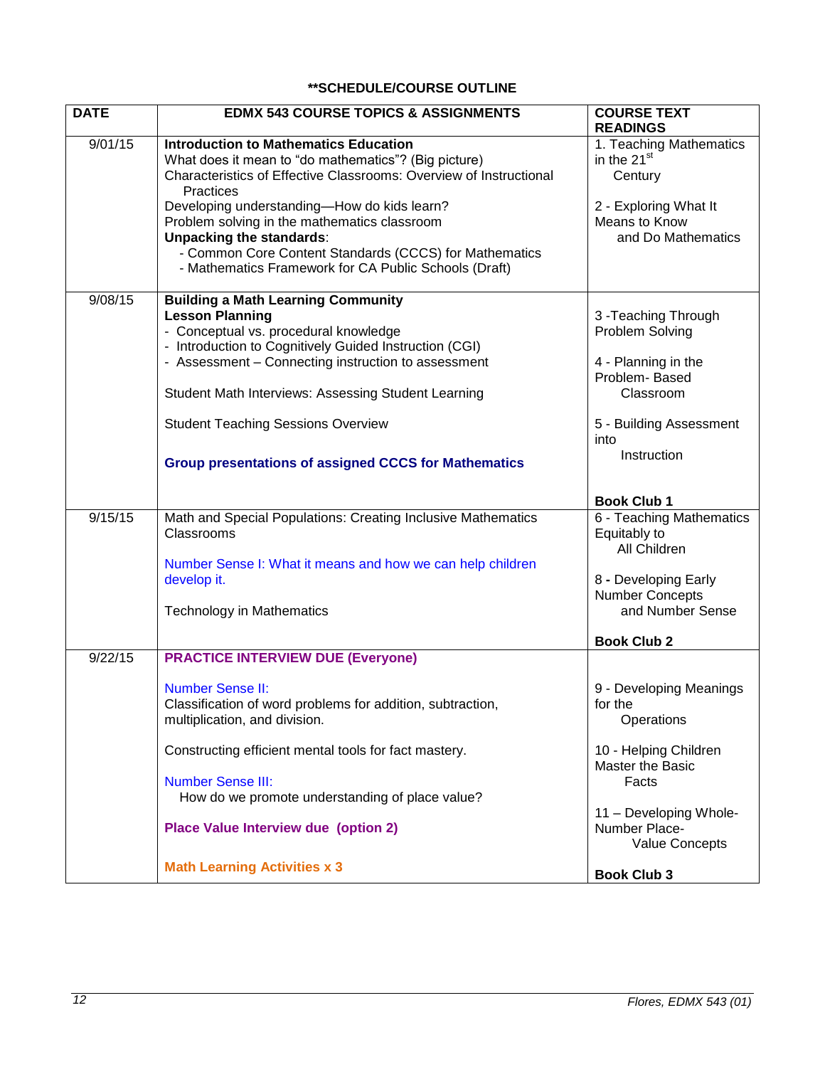**\*\*SCHEDULE/COURSE OUTLINE**

| DATE | EDMX 543 COURSE TOPICS & ASSIGNMENTS | COURSE TEXT READINGS |
|---|---|---|
| 9/01/15 | **Introduction to Mathematics Education**<br>What does it mean to "do mathematics"? (Big picture)<br>Characteristics of Effective Classrooms: Overview of Instructional Practices<br>Developing understanding—How do kids learn?<br>Problem solving in the mathematics classroom<br>**Unpacking the standards**:<br>- Common Core Content Standards (CCCS) for Mathematics<br>- Mathematics Framework for CA Public Schools (Draft) | 1. Teaching Mathematics in the 21st Century<br><br>2 - Exploring What It Means to Know and Do Mathematics |
| 9/08/15 | **Building a Math Learning Community**<br>**Lesson Planning**<br>- Conceptual vs. procedural knowledge<br>- Introduction to Cognitively Guided Instruction (CGI)<br>- Assessment – Connecting instruction to assessment<br><br>Student Math Interviews: Assessing Student Learning<br><br>Student Teaching Sessions Overview<br><br>**Group presentations of assigned CCCS for Mathematics** | 3 -Teaching Through Problem Solving<br><br>4 - Planning in the Problem- Based Classroom<br><br>5 - Building Assessment into Instruction<br><br>**Book Club 1** |
| 9/15/15 | Math and Special Populations: Creating Inclusive Mathematics Classrooms<br><br>Number Sense I: What it means and how we can help children develop it.<br><br>Technology in Mathematics | 6 - Teaching Mathematics Equitably to All Children<br><br>8 **-** Developing Early Number Concepts and Number Sense<br><br>**Book Club 2** |
| 9/22/15 | **PRACTICE INTERVIEW DUE (Everyone)**<br><br>Number Sense II:<br>Classification of word problems for addition, subtraction, multiplication, and division.<br><br>Constructing efficient mental tools for fact mastery.<br><br>Number Sense III:<br>How do we promote understanding of place value?<br><br>**Place Value Interview due (option 2)**<br><br>**Math Learning Activities x 3** | 9 - Developing Meanings for the Operations<br><br>10 - Helping Children Master the Basic Facts<br><br>11 – Developing Whole-Number Place-Value Concepts<br><br>**Book Club 3** |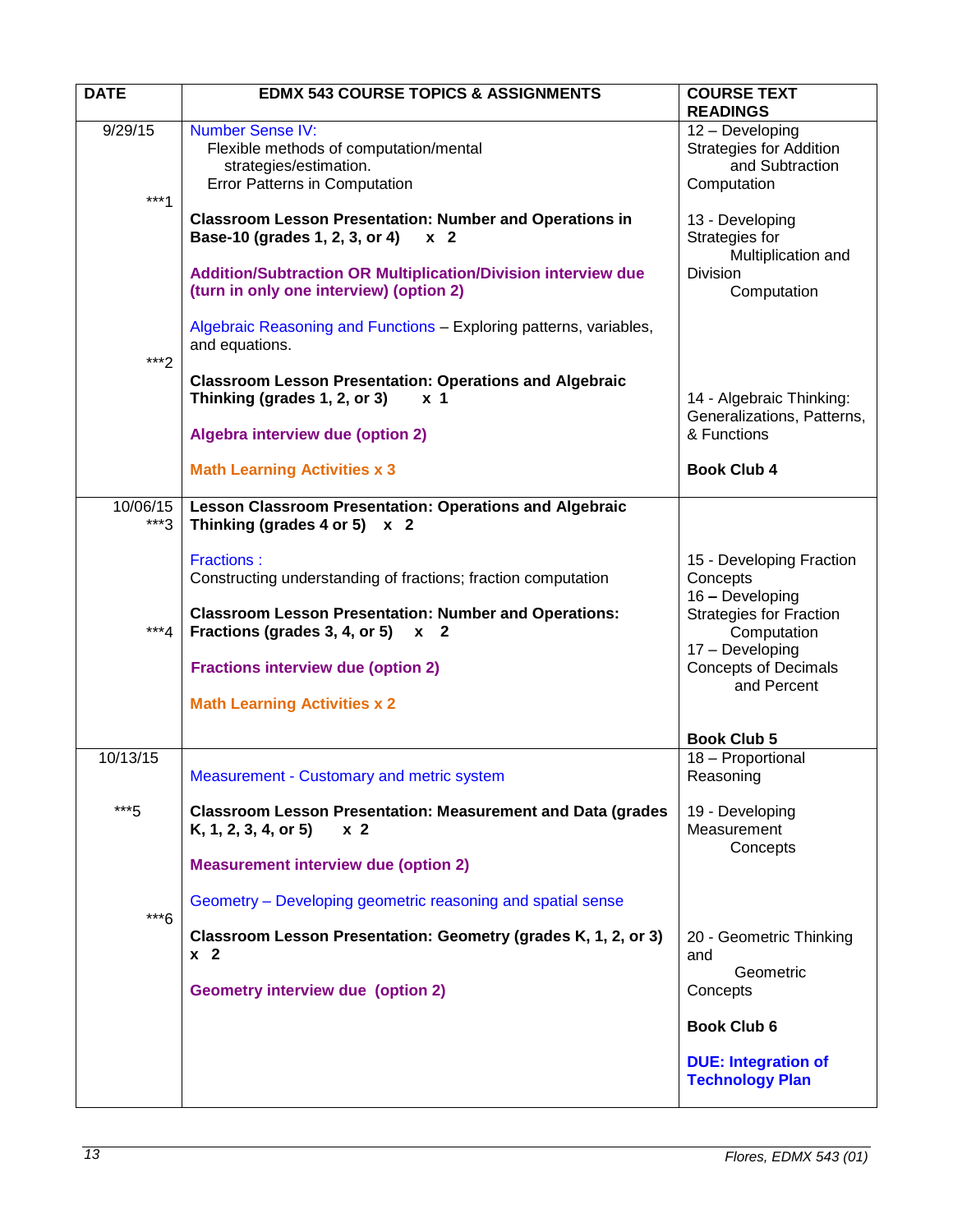| DATE | EDMX 543 COURSE TOPICS & ASSIGNMENTS | COURSE TEXT READINGS |
|---|---|---|
| 9/29/15<br><br>***1<br><br><br><br><br><br><br>***2 | Number Sense IV:<br>Flexible methods of computation/mental strategies/estimation.<br>Error Patterns in Computation<br><br>**Classroom Lesson Presentation: Number and Operations in Base-10 (grades 1, 2, 3, or 4) x 2**<br><br>**Addition/Subtraction OR Multiplication/Division interview due (turn in only one interview) (option 2)**<br><br>Algebraic Reasoning and Functions – Exploring patterns, variables, and equations.<br><br>**Classroom Lesson Presentation: Operations and Algebraic Thinking (grades 1, 2, or 3) x 1**<br><br>**Algebra interview due (option 2)**<br><br>**Math Learning Activities x 3** | 12 – Developing Strategies for Addition and Subtraction Computation<br><br>13 - Developing Strategies for Multiplication and Division Computation<br><br><br><br>14 - Algebraic Thinking: Generalizations, Patterns, & Functions<br><br>**Book Club 4** |
| 10/06/15<br>***3<br><br><br><br><br>***4 | **Lesson Classroom Presentation: Operations and Algebraic Thinking (grades 4 or 5) x 2**<br><br>Fractions :<br>Constructing understanding of fractions; fraction computation<br><br>**Classroom Lesson Presentation: Number and Operations: Fractions (grades 3, 4, or 5) x 2**<br><br>**Fractions interview due (option 2)**<br><br>**Math Learning Activities x 2** | 15 - Developing Fraction Concepts<br>16 – Developing Strategies for Fraction Computation<br>17 – Developing Concepts of Decimals and Percent<br><br>**Book Club 5** |
| 10/13/15<br><br>***5<br><br><br><br><br>***6 | Measurement - Customary and metric system<br><br>**Classroom Lesson Presentation: Measurement and Data (grades K, 1, 2, 3, 4, or 5) x 2**<br><br>**Measurement interview due (option 2)**<br><br>Geometry – Developing geometric reasoning and spatial sense<br><br>**Classroom Lesson Presentation: Geometry (grades K, 1, 2, or 3) x 2**<br><br>**Geometry interview due (option 2)** | 18 – Proportional Reasoning<br><br>19 - Developing Measurement Concepts<br><br>20 - Geometric Thinking and Geometric Concepts<br><br>**Book Club 6**<br><br>**DUE: Integration of Technology Plan** |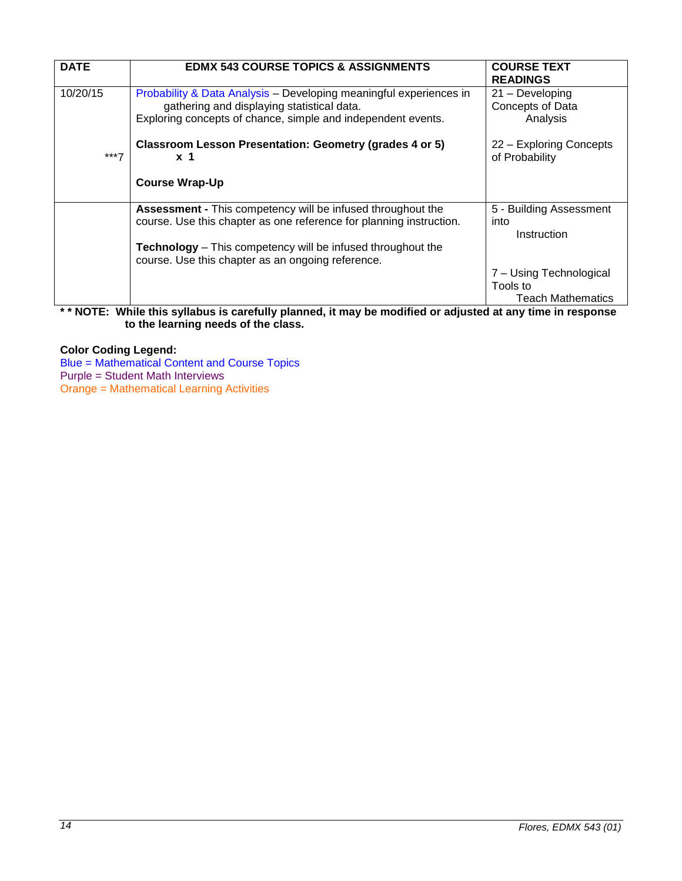| DATE | EDMX 543 COURSE TOPICS & ASSIGNMENTS | COURSE TEXT READINGS |
|---|---|---|
| 10/20/15<br><br>***7 | Probability & Data Analysis – Developing meaningful experiences in gathering and displaying statistical data.<br>Exploring concepts of chance, simple and independent events.<br><br>**Classroom Lesson Presentation: Geometry (grades 4 or 5) x 1**<br><br>**Course Wrap-Up** | 21 – Developing Concepts of Data Analysis<br><br>22 – Exploring Concepts of Probability |
| | **Assessment -** This competency will be infused throughout the course. Use this chapter as one reference for planning instruction.<br><br>**Technology** – This competency will be infused throughout the course. Use this chapter as an ongoing reference. | 5 - Building Assessment into Instruction<br><br>7 – Using Technological Tools to Teach Mathematics |

**\* \* NOTE: While this syllabus is carefully planned, it may be modified or adjusted at any time in response to the learning needs of the class.**

**Color Coding Legend:**

Blue = Mathematical Content and Course Topics

Purple = Student Math Interviews

Orange = Mathematical Learning Activities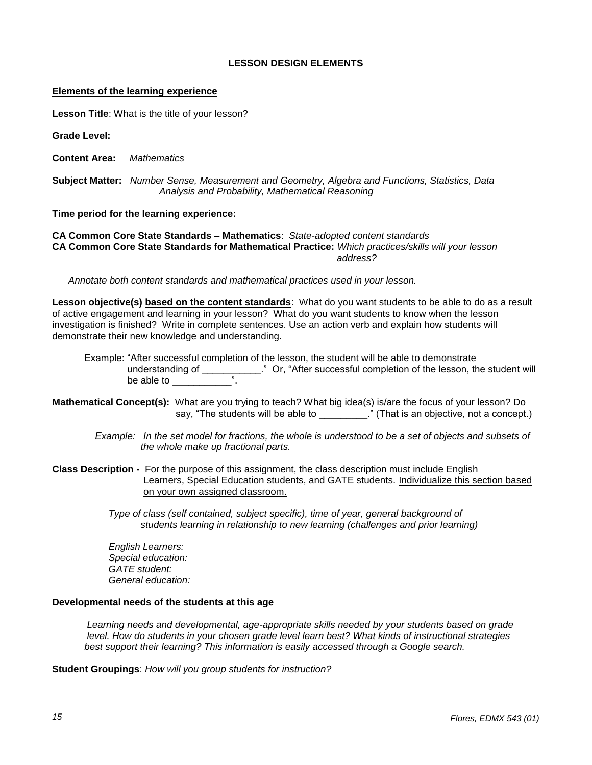## LESSON DESIGN ELEMENTS

**Elements of the learning experience**

**Lesson Title**: What is the title of your lesson?

**Grade Level:**

**Content Area:** *Mathematics*

**Subject Matter:** *Number Sense, Measurement and Geometry, Algebra and Functions, Statistics, Data Analysis and Probability, Mathematical Reasoning*

**Time period for the learning experience:**

**CA Common Core State Standards – Mathematics**: *State-adopted content standards*
**CA Common Core State Standards for Mathematical Practice:** *Which practices/skills will your lesson address?*

*Annotate both content standards and mathematical practices used in your lesson.*

**Lesson objective(s) based on the content standards**: What do you want students to be able to do as a result of active engagement and learning in your lesson? What do you want students to know when the lesson investigation is finished? Write in complete sentences. Use an action verb and explain how students will demonstrate their new knowledge and understanding.

Example: "After successful completion of the lesson, the student will be able to demonstrate understanding of ___________." Or, "After successful completion of the lesson, the student will be able to ___________".

**Mathematical Concept(s):** What are you trying to teach? What big idea(s) is/are the focus of your lesson? Do say, "The students will be able to _________." (That is an objective, not a concept.)

*Example: In the set model for fractions, the whole is understood to be a set of objects and subsets of the whole make up fractional parts.*

**Class Description -** For the purpose of this assignment, the class description must include English Learners, Special Education students, and GATE students. Individualize this section based on your own assigned classroom.

*Type of class (self contained, subject specific), time of year, general background of students learning in relationship to new learning (challenges and prior learning)*

*English Learners:*
*Special education:*
*GATE student:*
*General education:*

**Developmental needs of the students at this age**

*Learning needs and developmental, age-appropriate skills needed by your students based on grade level. How do students in your chosen grade level learn best? What kinds of instructional strategies best support their learning? This information is easily accessed through a Google search.*

**Student Groupings**: *How will you group students for instruction?*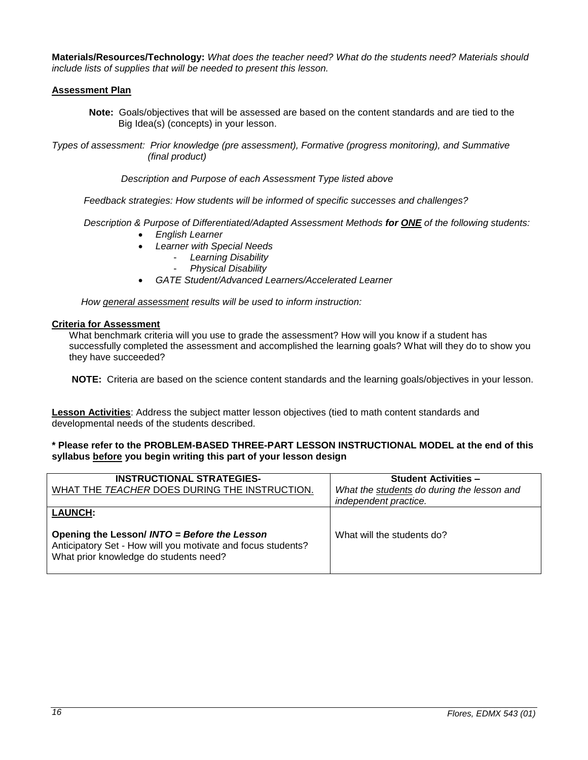**Materials/Resources/Technology:** *What does the teacher need? What do the students need? Materials should include lists of supplies that will be needed to present this lesson.*

**Assessment Plan**

**Note:** Goals/objectives that will be assessed are based on the content standards and are tied to the Big Idea(s) (concepts) in your lesson.

*Types of assessment: Prior knowledge (pre assessment), Formative (progress monitoring), and Summative (final product)*

*Description and Purpose of each Assessment Type listed above*

*Feedback strategies: How students will be informed of specific successes and challenges?*

*Description & Purpose of Differentiated/Adapted Assessment Methods **for ONE** of the following students:*

- *English Learner*
- *Learner with Special Needs*
    - *Learning Disability*
    - *Physical Disability*
- *GATE Student/Advanced Learners/Accelerated Learner*

*How general assessment results will be used to inform instruction:*

**Criteria for Assessment**

What benchmark criteria will you use to grade the assessment? How will you know if a student has successfully completed the assessment and accomplished the learning goals? What will they do to show you they have succeeded?

**NOTE:** Criteria are based on the science content standards and the learning goals/objectives in your lesson.

**Lesson Activities**: Address the subject matter lesson objectives (tied to math content standards and developmental needs of the students described.

**\* Please refer to the PROBLEM-BASED THREE-PART LESSON INSTRUCTIONAL MODEL at the end of this syllabus before you begin writing this part of your lesson design**

| **INSTRUCTIONAL STRATEGIES-** WHAT THE *TEACHER* DOES DURING THE INSTRUCTION. | **Student Activities –** *What the students do during the lesson and independent practice.* |
|---|---|
| **LAUNCH:**<br><br>**Opening the Lesson/ *INTO = Before the Lesson***<br>Anticipatory Set - How will you motivate and focus students? What prior knowledge do students need? | What will the students do? |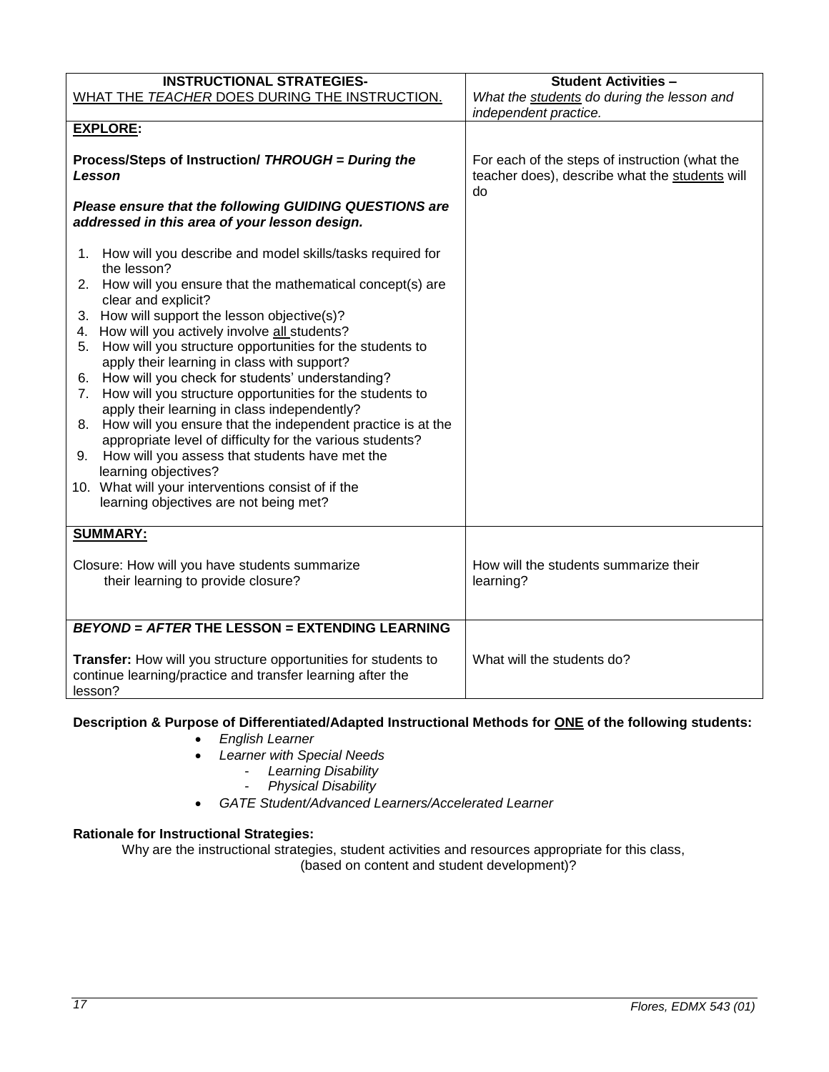| **INSTRUCTIONAL STRATEGIES-**<br>WHAT THE *TEACHER* DOES DURING THE INSTRUCTION. | **Student Activities –**<br>*What the students do during the lesson and independent practice.* |
|---|---|
| **EXPLORE:**<br><br>**Process/Steps of Instruction/ *THROUGH = During the Lesson***<br><br>***Please ensure that the following GUIDING QUESTIONS are addressed in this area of your lesson design.***<br><br>1. How will you describe and model skills/tasks required for the lesson?<br>2. How will you ensure that the mathematical concept(s) are clear and explicit?<br>3. How will support the lesson objective(s)?<br>4. How will you actively involve all students?<br>5. How will you structure opportunities for the students to apply their learning in class with support?<br>6. How will you check for students' understanding?<br>7. How will you structure opportunities for the students to apply their learning in class independently?<br>8. How will you ensure that the independent practice is at the appropriate level of difficulty for the various students?<br>9. How will you assess that students have met the learning objectives?<br>10. What will your interventions consist of if the learning objectives are not being met? | For each of the steps of instruction (what the teacher does), describe what the students will do |
| **SUMMARY:**<br><br>Closure: How will you have students summarize their learning to provide closure? | How will the students summarize their learning? |
| ***BEYOND = AFTER* THE LESSON = EXTENDING LEARNING**<br><br>**Transfer:** How will you structure opportunities for students to continue learning/practice and transfer learning after the lesson? | What will the students do? |

**Description & Purpose of Differentiated/Adapted Instructional Methods for ONE of the following students:**

- *English Learner*
- *Learner with Special Needs*
  - *Learning Disability*
  - *Physical Disability*
- *GATE Student/Advanced Learners/Accelerated Learner*

**Rationale for Instructional Strategies:**

Why are the instructional strategies, student activities and resources appropriate for this class, (based on content and student development)?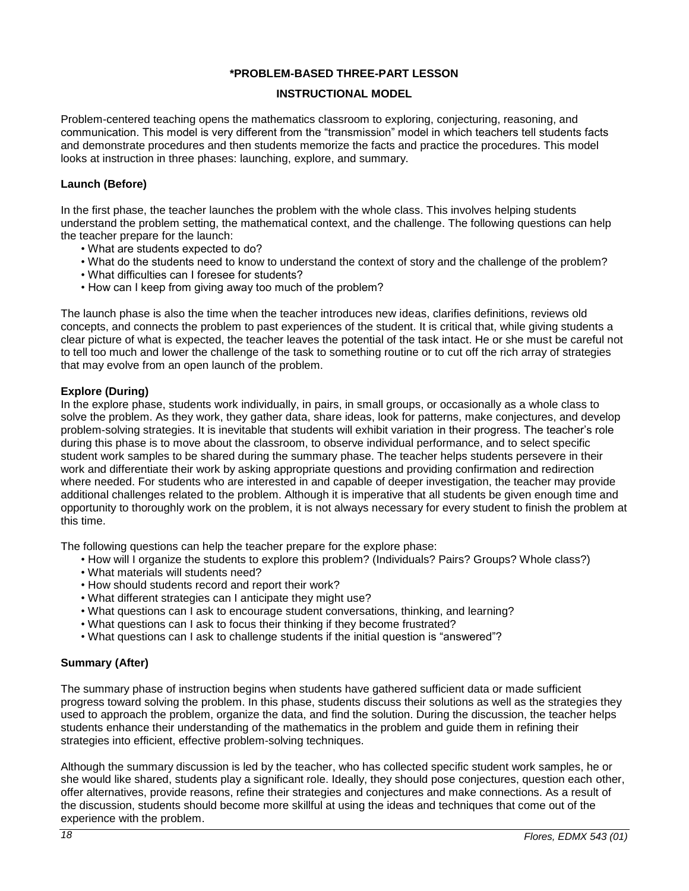## *PROBLEM-BASED THREE-PART LESSON

## INSTRUCTIONAL MODEL

Problem-centered teaching opens the mathematics classroom to exploring, conjecturing, reasoning, and communication. This model is very different from the "transmission" model in which teachers tell students facts and demonstrate procedures and then students memorize the facts and practice the procedures. This model looks at instruction in three phases: launching, explore, and summary.

### Launch (Before)

In the first phase, the teacher launches the problem with the whole class. This involves helping students understand the problem setting, the mathematical context, and the challenge. The following questions can help the teacher prepare for the launch:

- What are students expected to do?
- What do the students need to know to understand the context of story and the challenge of the problem?
- What difficulties can I foresee for students?
- How can I keep from giving away too much of the problem?

The launch phase is also the time when the teacher introduces new ideas, clarifies definitions, reviews old concepts, and connects the problem to past experiences of the student. It is critical that, while giving students a clear picture of what is expected, the teacher leaves the potential of the task intact. He or she must be careful not to tell too much and lower the challenge of the task to something routine or to cut off the rich array of strategies that may evolve from an open launch of the problem.

### Explore (During)

In the explore phase, students work individually, in pairs, in small groups, or occasionally as a whole class to solve the problem. As they work, they gather data, share ideas, look for patterns, make conjectures, and develop problem-solving strategies. It is inevitable that students will exhibit variation in their progress. The teacher's role during this phase is to move about the classroom, to observe individual performance, and to select specific student work samples to be shared during the summary phase. The teacher helps students persevere in their work and differentiate their work by asking appropriate questions and providing confirmation and redirection where needed. For students who are interested in and capable of deeper investigation, the teacher may provide additional challenges related to the problem. Although it is imperative that all students be given enough time and opportunity to thoroughly work on the problem, it is not always necessary for every student to finish the problem at this time.

The following questions can help the teacher prepare for the explore phase:

- How will I organize the students to explore this problem? (Individuals? Pairs? Groups? Whole class?)
- What materials will students need?
- How should students record and report their work?
- What different strategies can I anticipate they might use?
- What questions can I ask to encourage student conversations, thinking, and learning?
- What questions can I ask to focus their thinking if they become frustrated?
- What questions can I ask to challenge students if the initial question is "answered"?

### Summary (After)

The summary phase of instruction begins when students have gathered sufficient data or made sufficient progress toward solving the problem. In this phase, students discuss their solutions as well as the strategies they used to approach the problem, organize the data, and find the solution. During the discussion, the teacher helps students enhance their understanding of the mathematics in the problem and guide them in refining their strategies into efficient, effective problem-solving techniques.

Although the summary discussion is led by the teacher, who has collected specific student work samples, he or she would like shared, students play a significant role. Ideally, they should pose conjectures, question each other, offer alternatives, provide reasons, refine their strategies and conjectures and make connections. As a result of the discussion, students should become more skillful at using the ideas and techniques that come out of the experience with the problem.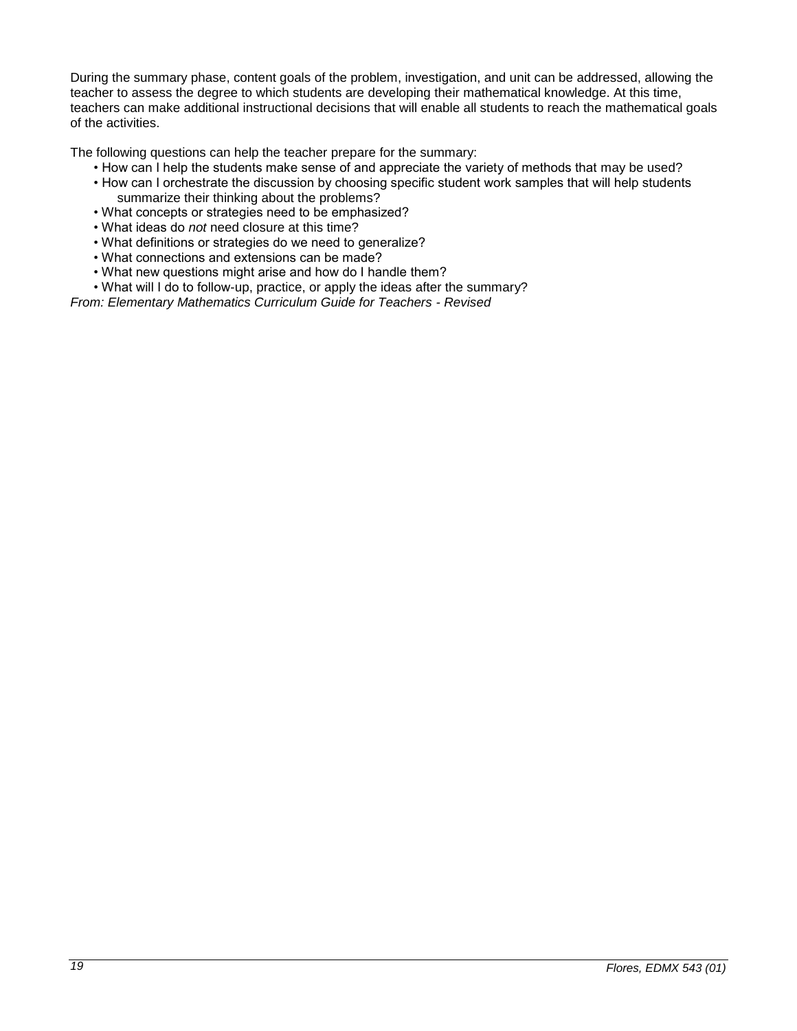During the summary phase, content goals of the problem, investigation, and unit can be addressed, allowing the teacher to assess the degree to which students are developing their mathematical knowledge. At this time, teachers can make additional instructional decisions that will enable all students to reach the mathematical goals of the activities.

The following questions can help the teacher prepare for the summary:

- How can I help the students make sense of and appreciate the variety of methods that may be used?
- How can I orchestrate the discussion by choosing specific student work samples that will help students summarize their thinking about the problems?
- What concepts or strategies need to be emphasized?
- What ideas do *not* need closure at this time?
- What definitions or strategies do we need to generalize?
- What connections and extensions can be made?
- What new questions might arise and how do I handle them?
- What will I do to follow-up, practice, or apply the ideas after the summary?

*From: Elementary Mathematics Curriculum Guide for Teachers - Revised*